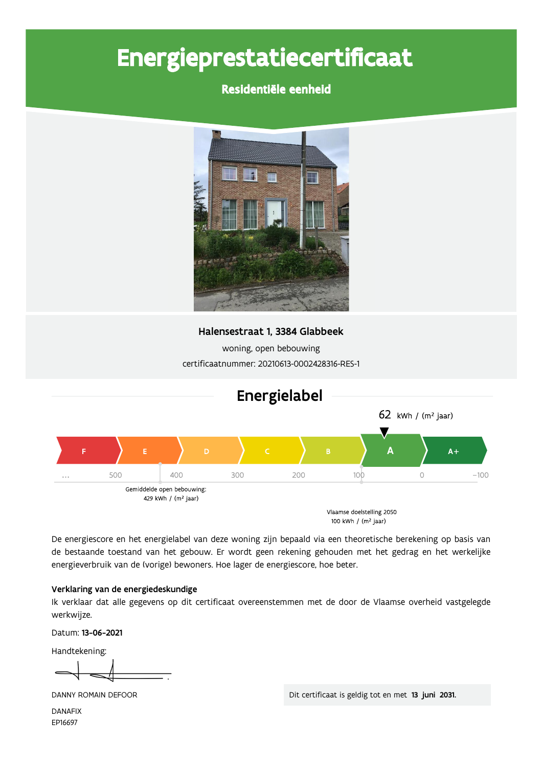# Energieprestatiecertificaat

## Residentiële eenheid

**Halensestraat 1, 3384 Glabbeek**

woning, open bebouwing

certificaatnummer: 20210613-0002428316-RES-1

## Energielabel

62 kWh / (m² jaar)

| F | E | D | C | B | A | A+ |
|---|---|---|---|---|---|---|

… 500 400 300 200 100 0 -100

Gemiddelde open bebouwing: 429 kWh / (m² jaar)

Vlaamse doelstelling 2050 100 kWh / (m² jaar)

De energiescore en het energielabel van deze woning zijn bepaald via een theoretische berekening op basis van de bestaande toestand van het gebouw. Er wordt geen rekening gehouden met het gedrag en het werkelijke energieverbruik van de (vorige) bewoners. Hoe lager de energiescore, hoe beter.

**Verklaring van de energiedeskundige**

Ik verklaar dat alle gegevens op dit certificaat overeenstemmen met de door de Vlaamse overheid vastgelegde werkwijze.

Datum: **13-06-2021**

Handtekening:

DANNY ROMAIN DEFOOR

DANAFIX

EP16697

Dit certificaat is geldig tot en met **13 juni 2031.**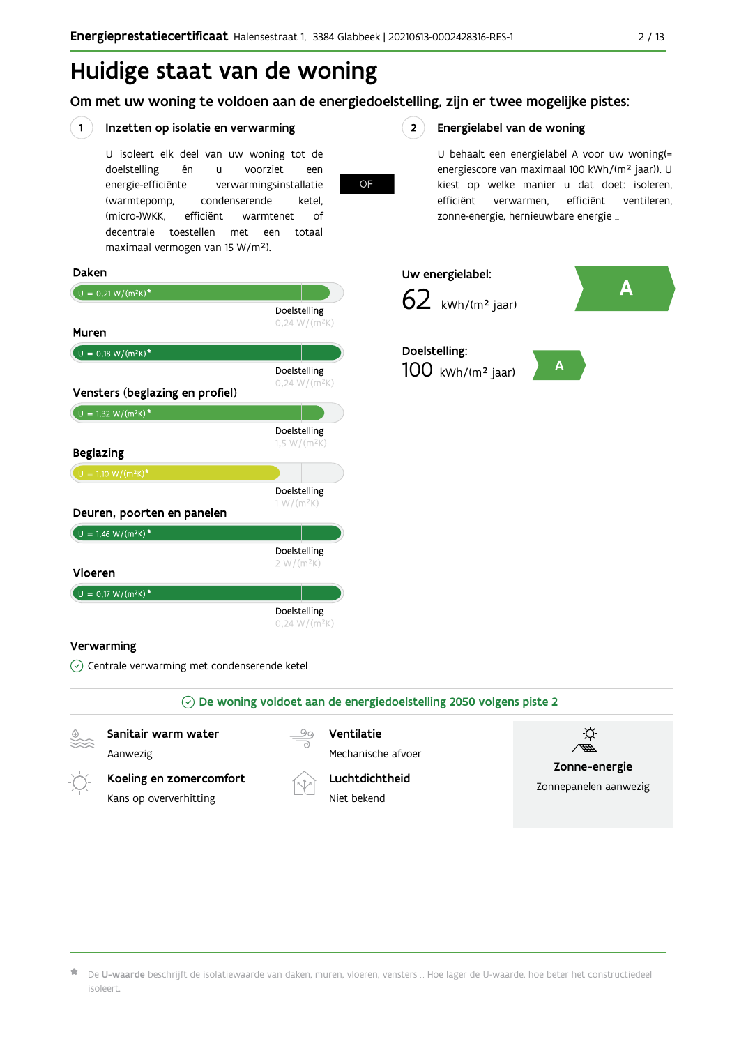# Huidige staat van de woning

## Om met uw woning te voldoen aan de energiedoelstelling, zijn er twee mogelijke pistes:

### 1 Inzetten op isolatie en verwarming

U isoleert elk deel van uw woning tot de doelstelling én u voorziet een energie-efficiënte verwarmingsinstallatie (warmtepomp, condenserende ketel, (micro-)WKK, efficiënt warmtenet of decentrale toestellen met een totaal maximaal vermogen van 15 W/m²).

**OF**

### 2 Energielabel van de woning

U behaalt een energielabel A voor uw woning(= energiescore van maximaal 100 kWh/(m² jaar)). U kiest op welke manier u dat doet: isoleren, efficiënt verwarmen, efficiënt ventileren, zonne-energie, hernieuwbare energie …

**Daken**

U = 0,21 W/(m²K)*

Doelstelling 0,24 W/(m²K)

**Muren**

U = 0,18 W/(m²K)*

Doelstelling 0,24 W/(m²K)

**Vensters (beglazing en profiel)**

U = 1,32 W/(m²K)*

Doelstelling 1,5 W/(m²K)

**Beglazing**

U = 1,10 W/(m²K)*

Doelstelling 1 W/(m²K)

**Deuren, poorten en panelen**

U = 1,46 W/(m²K)*

Doelstelling 2 W/(m²K)

**Vloeren**

U = 0,17 W/(m²K)*

Doelstelling 0,24 W/(m²K)

**Verwarming**

Centrale verwarming met condenserende ketel

**Uw energielabel:** A

62 kWh/(m² jaar)

**Doelstelling:** A

100 kWh/(m² jaar)

**De woning voldoet aan de energiedoelstelling 2050 volgens piste 2**

**Sanitair warm water**
Aanwezig

**Ventilatie**
Mechanische afvoer

**Koeling en zomercomfort**
Kans op oververhitting

**Luchtdichtheid**
Niet bekend

**Zonne-energie**
Zonnepanelen aanwezig

* De **U-waarde** beschrijft de isolatiewaarde van daken, muren, vloeren, vensters … Hoe lager de U-waarde, hoe beter het constructiedeel isoleert.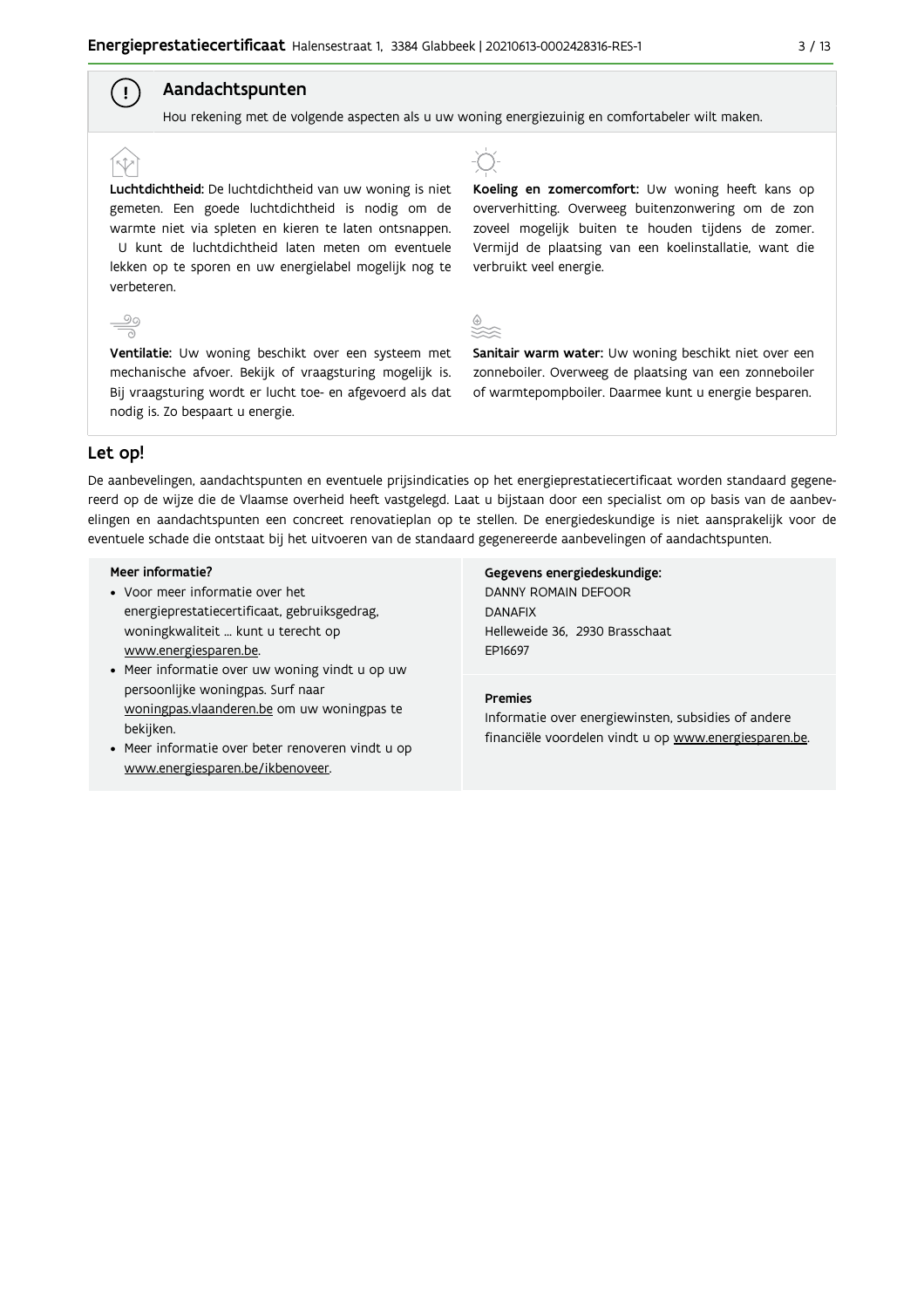## Aandachtspunten

Hou rekening met de volgende aspecten als u uw woning energiezuinig en comfortabeler wilt maken.

**Luchtdichtheid:** De luchtdichtheid van uw woning is niet gemeten. Een goede luchtdichtheid is nodig om de warmte niet via spleten en kieren te laten ontsnappen. U kunt de luchtdichtheid laten meten om eventuele lekken op te sporen en uw energielabel mogelijk nog te verbeteren.

**Koeling en zomercomfort:** Uw woning heeft kans op oververhitting. Overweeg buitenzonwering om de zon zoveel mogelijk buiten te houden tijdens de zomer. Vermijd de plaatsing van een koelinstallatie, want die verbruikt veel energie.

**Ventilatie:** Uw woning beschikt over een systeem met mechanische afvoer. Bekijk of vraagsturing mogelijk is. Bij vraagsturing wordt er lucht toe- en afgevoerd als dat nodig is. Zo bespaart u energie.

**Sanitair warm water:** Uw woning beschikt niet over een zonneboiler. Overweeg de plaatsing van een zonneboiler of warmtepompboiler. Daarmee kunt u energie besparen.

## Let op!

De aanbevelingen, aandachtspunten en eventuele prijsindicaties op het energieprestatiecertificaat worden standaard gegenereerd op de wijze die de Vlaamse overheid heeft vastgelegd. Laat u bijstaan door een specialist om op basis van de aanbevelingen en aandachtspunten een concreet renovatieplan op te stellen. De energiedeskundige is niet aansprakelijk voor de eventuele schade die ontstaat bij het uitvoeren van de standaard gegenereerde aanbevelingen of aandachtspunten.

**Meer informatie?**

- Voor meer informatie over het energieprestatiecertificaat, gebruiksgedrag, woningkwaliteit ... kunt u terecht op www.energiesparen.be.
- Meer informatie over uw woning vindt u op uw persoonlijke woningpas. Surf naar woningpas.vlaanderen.be om uw woningpas te bekijken.
- Meer informatie over beter renoveren vindt u op www.energiesparen.be/ikbenoveer.

**Gegevens energiedeskundige:**

DANNY ROMAIN DEFOOR
DANAFIX
Helleweide 36, 2930 Brasschaat
EP16697

**Premies**

Informatie over energiewinsten, subsidies of andere financiële voordelen vindt u op www.energiesparen.be.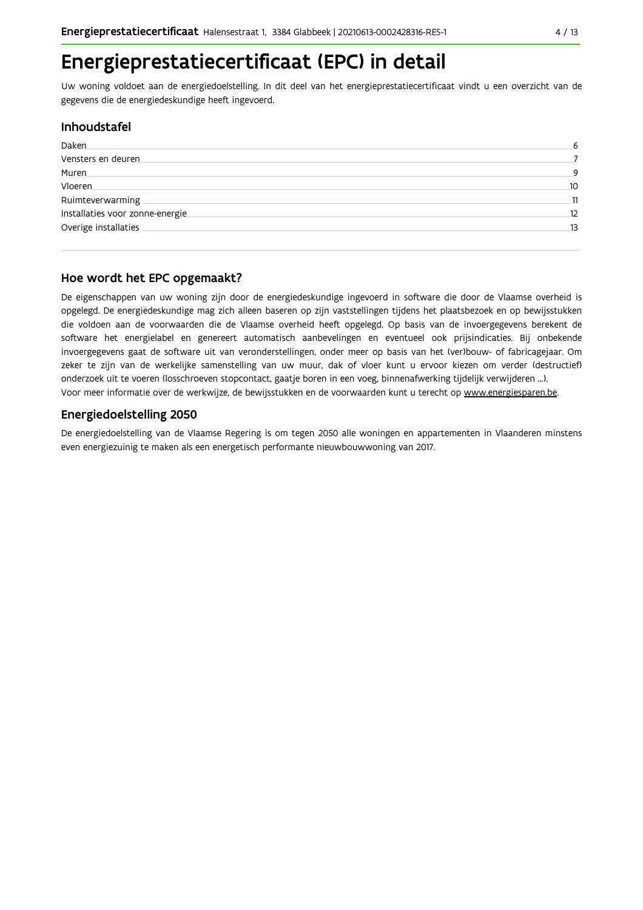# Energieprestatiecertificaat (EPC) in detail

Uw woning voldoet aan de energiedoelstelling. In dit deel van het energieprestatiecertificaat vindt u een overzicht van de gegevens die de energiedeskundige heeft ingevoerd.

## Inhoudstafel

| | |
|---|---|
| Daken | 6 |
| Vensters en deuren | 7 |
| Muren | 9 |
| Vloeren | 10 |
| Ruimteverwarming | 11 |
| Installaties voor zonne-energie | 12 |
| Overige installaties | 13 |

## Hoe wordt het EPC opgemaakt?

De eigenschappen van uw woning zijn door de energiedeskundige ingevoerd in software die door de Vlaamse overheid is opgelegd. De energiedeskundige mag zich alleen baseren op zijn vaststellingen tijdens het plaatsbezoek en op bewijsstukken die voldoen aan de voorwaarden die de Vlaamse overheid heeft opgelegd. Op basis van de invoergegevens berekent de software het energielabel en genereert automatisch aanbevelingen en eventueel ook prijsindicaties. Bij onbekende invoergegevens gaat de software uit van veronderstellingen, onder meer op basis van het (ver)bouw- of fabricagejaar. Om zeker te zijn van de werkelijke samenstelling van uw muur, dak of vloer kunt u ervoor kiezen om verder (destructief) onderzoek uit te voeren (losschroeven stopcontact, gaatje boren in een voeg, binnenafwerking tijdelijk verwijderen ...).
Voor meer informatie over de werkwijze, de bewijsstukken en de voorwaarden kunt u terecht op www.energiesparen.be.

## Energiedoelstelling 2050

De energiedoelstelling van de Vlaamse Regering is om tegen 2050 alle woningen en appartementen in Vlaanderen minstens even energiezuinig te maken als een energetisch performante nieuwbouwwoning van 2017.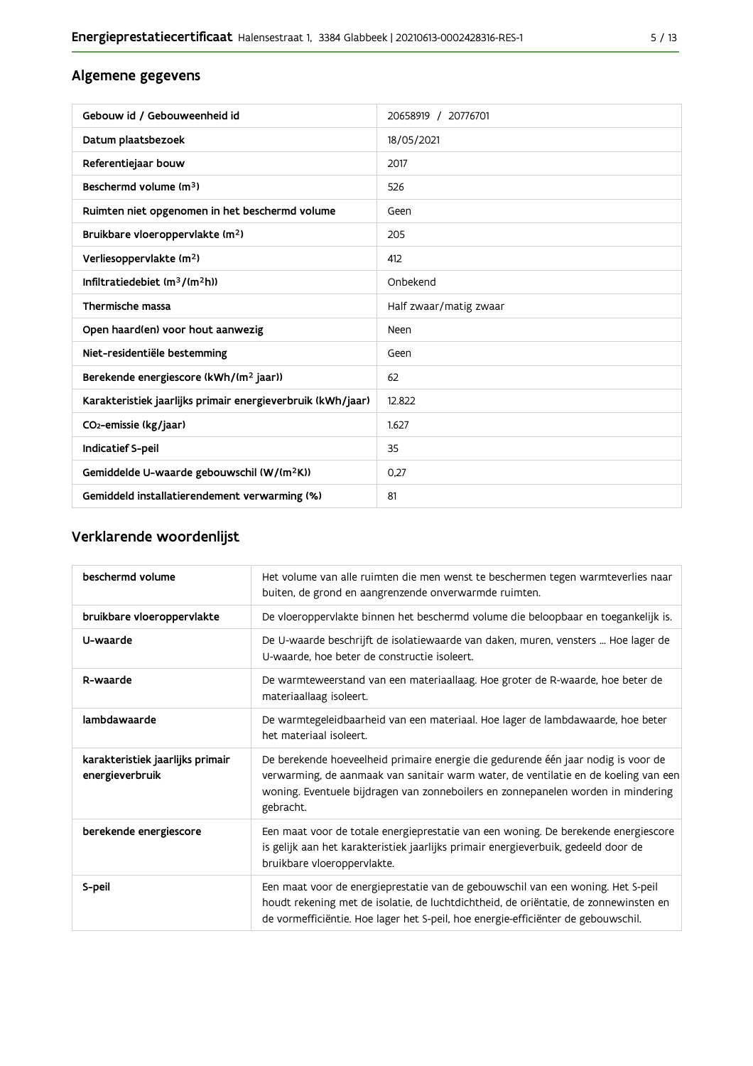## Algemene gegevens

| | |
|---|---|
| Gebouw id / Gebouweenheid id | 20658919 / 20776701 |
| Datum plaatsbezoek | 18/05/2021 |
| Referentiejaar bouw | 2017 |
| Beschermd volume ($m^3$) | 526 |
| Ruimten niet opgenomen in het beschermd volume | Geen |
| Bruikbare vloeroppervlakte ($m^2$) | 205 |
| Verliesoppervlakte ($m^2$) | 412 |
| Infiltratiedebiet ($m^3/(m^2h)$) | Onbekend |
| Thermische massa | Half zwaar/matig zwaar |
| Open haard(en) voor hout aanwezig | Neen |
| Niet-residentiële bestemming | Geen |
| Berekende energiescore (kWh/($m^2$ jaar)) | 62 |
| Karakteristiek jaarlijks primair energieverbruik (kWh/jaar) | 12.822 |
| $CO_2$-emissie (kg/jaar) | 1.627 |
| Indicatief S-peil | 35 |
| Gemiddelde U-waarde gebouwschil (W/($m^2$K)) | 0,27 |
| Gemiddeld installatierendement verwarming (%) | 81 |

## Verklarende woordenlijst

| | |
|---|---|
| beschermd volume | Het volume van alle ruimten die men wenst te beschermen tegen warmteverlies naar buiten, de grond en aangrenzende onverwarmde ruimten. |
| bruikbare vloeroppervlakte | De vloeroppervlakte binnen het beschermd volume die beloopbaar en toegankelijk is. |
| U-waarde | De U-waarde beschrijft de isolatiewaarde van daken, muren, vensters ... Hoe lager de U-waarde, hoe beter de constructie isoleert. |
| R-waarde | De warmteweerstand van een materiaallaag. Hoe groter de R-waarde, hoe beter de materiaallaag isoleert. |
| lambdawaarde | De warmtegeleidbaarheid van een materiaal. Hoe lager de lambdawaarde, hoe beter het materiaal isoleert. |
| karakteristiek jaarlijks primair energieverbruik | De berekende hoeveelheid primaire energie die gedurende één jaar nodig is voor de verwarming, de aanmaak van sanitair warm water, de ventilatie en de koeling van een woning. Eventuele bijdragen van zonneboilers en zonnepanelen worden in mindering gebracht. |
| berekende energiescore | Een maat voor de totale energieprestatie van een woning. De berekende energiescore is gelijk aan het karakteristiek jaarlijks primair energieverbuik, gedeeld door de bruikbare vloeroppervlakte. |
| S-peil | Een maat voor de energieprestatie van de gebouwschil van een woning. Het S-peil houdt rekening met de isolatie, de luchtdichtheid, de oriëntatie, de zonnewinsten en de vormefficiëntie. Hoe lager het S-peil, hoe energie-efficiënter de gebouwschil. |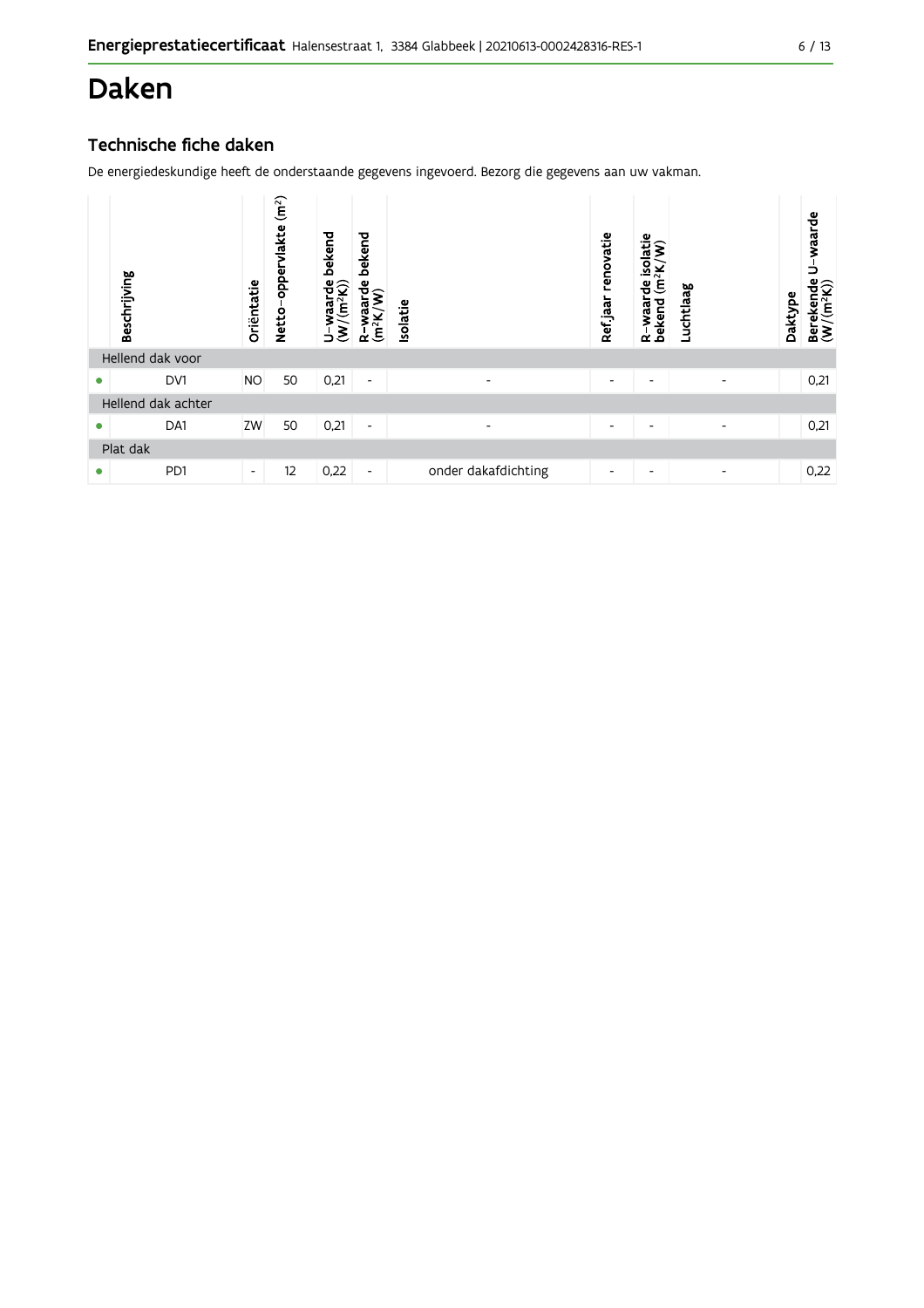# Daken

## Technische fiche daken

De energiedeskundige heeft de onderstaande gegevens ingevoerd. Bezorg die gegevens aan uw vakman.

| | Beschrijving | Oriëntatie | Netto-oppervlakte ($m^2$) | U-waarde bekend ($W/(m^2K)$) | R-waarde bekend ($m^2K/W$) | Isolatie | Ref.jaar renovatie | R-waarde isolatie bekend ($m^2K/W$) | Luchtlaag | Daktype | Berekende U-waarde ($W/(m^2K)$) |
|---|---|---|---|---|---|---|---|---|---|---|---|
| Hellend dak voor | | | | | | | | | | | |
| • | DV1 | NO | 50 | 0,21 | - | - | - | - | - | | 0,21 |
| Hellend dak achter | | | | | | | | | | | |
| • | DA1 | ZW | 50 | 0,21 | - | - | - | - | - | | 0,21 |
| Plat dak | | | | | | | | | | | |
| • | PD1 | - | 12 | 0,22 | - | onder dakafdichting | - | - | - | | 0,22 |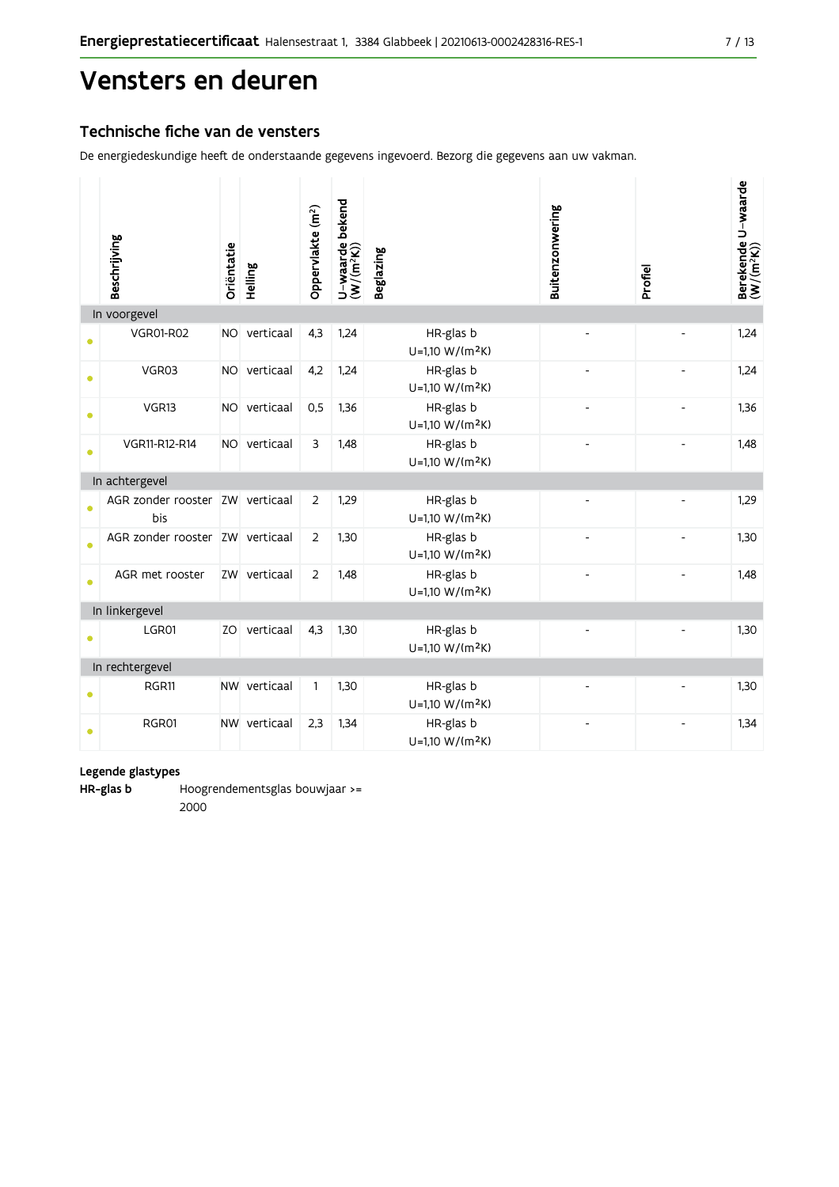# Vensters en deuren

## Technische fiche van de vensters

De energiedeskundige heeft de onderstaande gegevens ingevoerd. Bezorg die gegevens aan uw vakman.

| | Beschrijving | Oriëntatie | Helling | Oppervlakte (m²) | U-waarde bekend (W/(m²K)) | Beglazing | Buitenzonwering | Profiel | Berekende U-waarde (W/(m²K)) |
|---|---|---|---|---|---|---|---|---|---|
| **In voorgevel** | | | | | | | | | |
| • | VGR01-R02 | NO | verticaal | 4,3 | 1,24 | HR-glas b U=1,10 W/(m²K) | - | - | 1,24 |
| • | VGR03 | NO | verticaal | 4,2 | 1,24 | HR-glas b U=1,10 W/(m²K) | - | - | 1,24 |
| • | VGR13 | NO | verticaal | 0,5 | 1,36 | HR-glas b U=1,10 W/(m²K) | - | - | 1,36 |
| • | VGR11-R12-R14 | NO | verticaal | 3 | 1,48 | HR-glas b U=1,10 W/(m²K) | - | - | 1,48 |
| **In achtergevel** | | | | | | | | | |
| • | AGR zonder rooster bis | ZW | verticaal | 2 | 1,29 | HR-glas b U=1,10 W/(m²K) | - | - | 1,29 |
| • | AGR zonder rooster | ZW | verticaal | 2 | 1,30 | HR-glas b U=1,10 W/(m²K) | - | - | 1,30 |
| • | AGR met rooster | ZW | verticaal | 2 | 1,48 | HR-glas b U=1,10 W/(m²K) | - | - | 1,48 |
| **In linkergevel** | | | | | | | | | |
| • | LGR01 | ZO | verticaal | 4,3 | 1,30 | HR-glas b U=1,10 W/(m²K) | - | - | 1,30 |
| **In rechtergevel** | | | | | | | | | |
| • | RGR11 | NW | verticaal | 1 | 1,30 | HR-glas b U=1,10 W/(m²K) | - | - | 1,30 |
| • | RGR01 | NW | verticaal | 2,3 | 1,34 | HR-glas b U=1,10 W/(m²K) | - | - | 1,34 |

**Legende glastypes**

**HR-glas b** Hoogrendementsglas bouwjaar >= 2000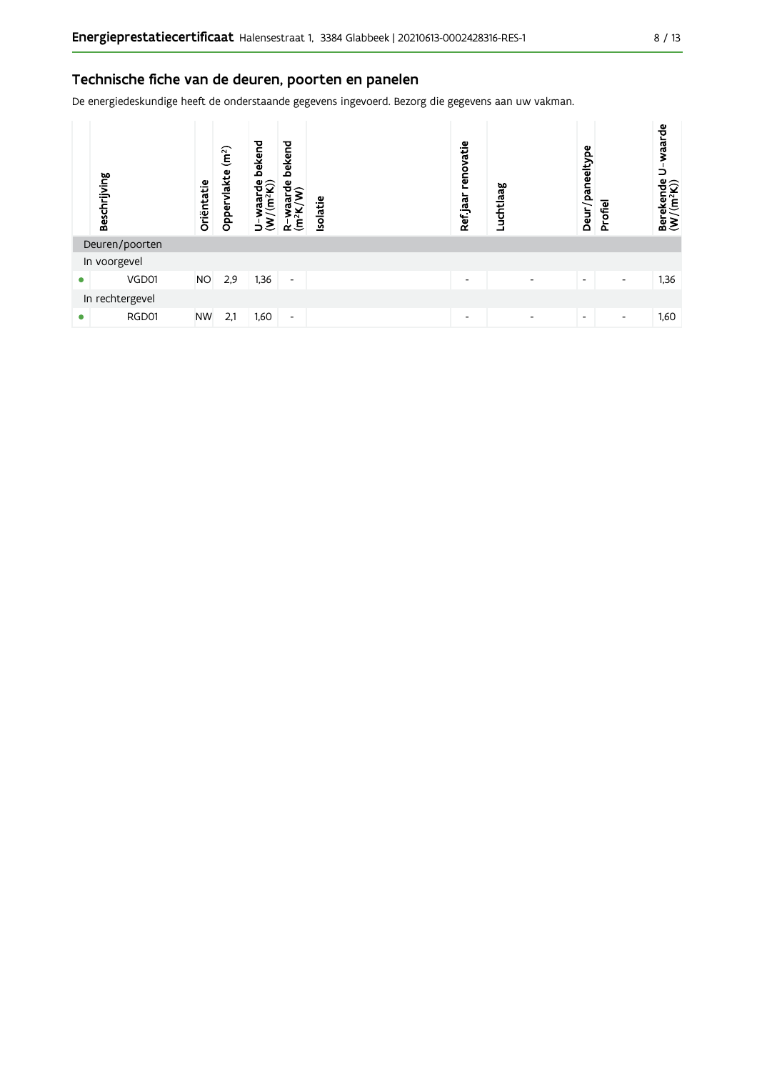## Technische fiche van de deuren, poorten en panelen

De energiedeskundige heeft de onderstaande gegevens ingevoerd. Bezorg die gegevens aan uw vakman.

| | Beschrijving | Oriëntatie | Oppervlakte (m²) | U-waarde bekend (W/(m²K)) | R-waarde bekend (m²K/W) | Isolatie | Ref.jaar renovatie | Luchtlaag | Deur/paneeltype | Profiel | Berekende U-waarde (W/(m²K)) |
|---|---|---|---|---|---|---|---|---|---|---|---|
| Deuren/poorten | | | | | | | | | | | |
| In voorgevel | | | | | | | | | | | |
| • | VGD01 | NO | 2,9 | 1,36 | - | | - | - | - | - | 1,36 |
| In rechtergevel | | | | | | | | | | | |
| • | RGD01 | NW | 2,1 | 1,60 | - | | - | - | - | - | 1,60 |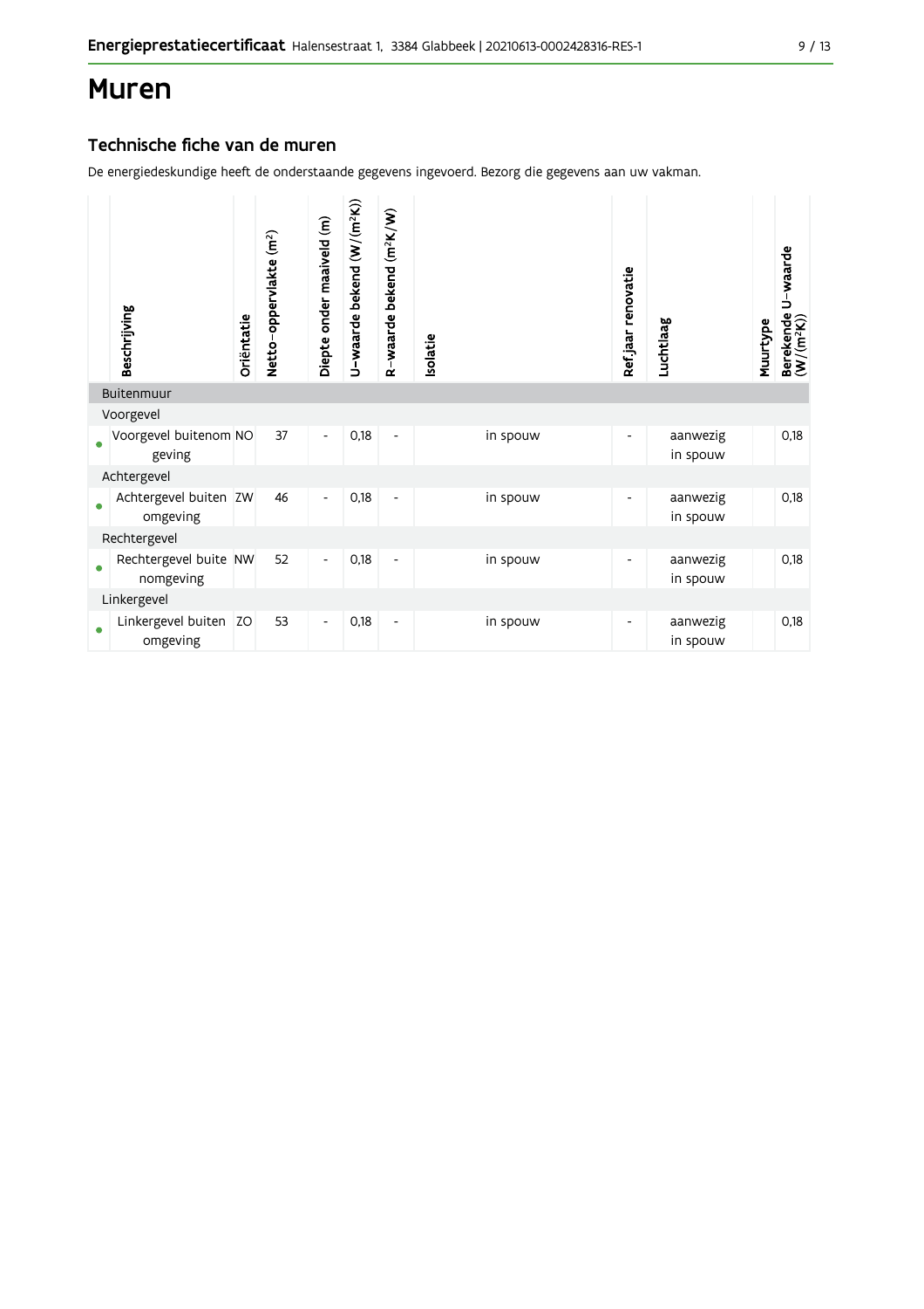# Muren

## Technische fiche van de muren

De energiedeskundige heeft de onderstaande gegevens ingevoerd. Bezorg die gegevens aan uw vakman.

| | Beschrijving | Oriëntatie | Netto-oppervlakte ($m^2$) | Diepte onder maaiveld (m) | U-waarde bekend ($W/(m^2K)$) | R-waarde bekend ($m^2K/W$) | Isolatie | Ref.jaar renovatie | Luchtlaag | Muurtype | Berekende U-waarde ($W/(m^2K)$) |
|---|---|---|---|---|---|---|---|---|---|---|---|
| Buitenmuur | | | | | | | | | | | |
| Voorgevel | | | | | | | | | | | |
| • | Voorgevel buitenomgeving | NO | 37 | - | 0,18 | - | in spouw | - | aanwezig in spouw | | 0,18 |
| Achtergevel | | | | | | | | | | | |
| • | Achtergevel buitenomgeving | ZW | 46 | - | 0,18 | - | in spouw | - | aanwezig in spouw | | 0,18 |
| Rechtergevel | | | | | | | | | | | |
| • | Rechtergevel buitenomgeving | NW | 52 | - | 0,18 | - | in spouw | - | aanwezig in spouw | | 0,18 |
| Linkergevel | | | | | | | | | | | |
| • | Linkergevel buitenomgeving | ZO | 53 | - | 0,18 | - | in spouw | - | aanwezig in spouw | | 0,18 |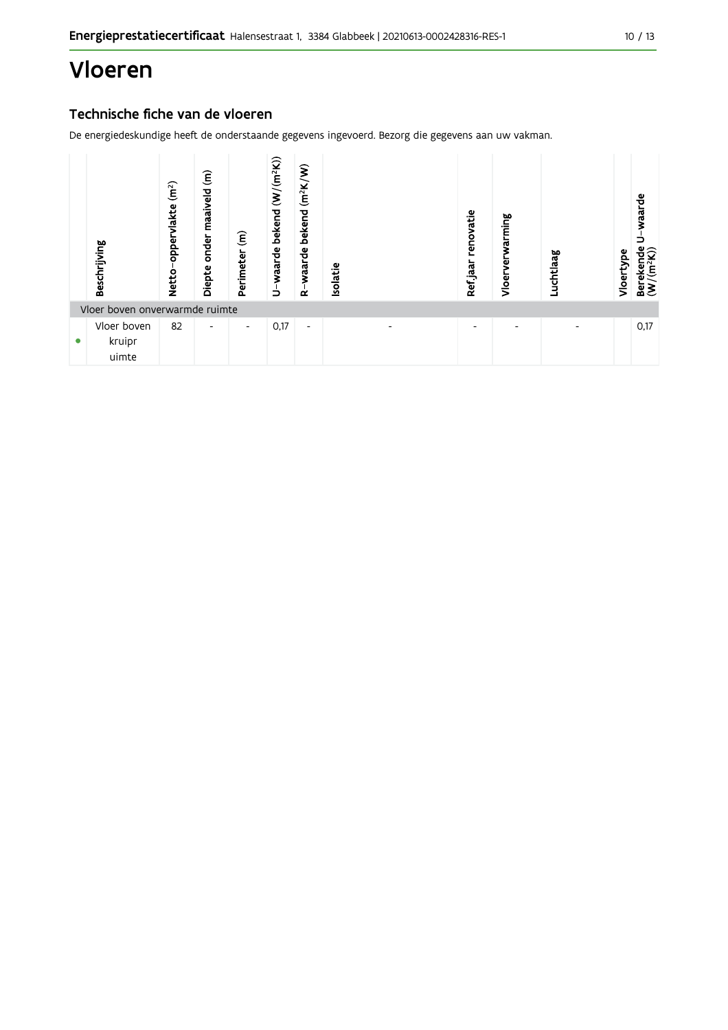# Vloeren

## Technische fiche van de vloeren

De energiedeskundige heeft de onderstaande gegevens ingevoerd. Bezorg die gegevens aan uw vakman.

| | Beschrijving | Netto-oppervlakte (m²) | Diepte onder maaiveld (m) | Perimeter (m) | U-waarde bekend (W/(m²K)) | R-waarde bekend (m²K/W) | Isolatie | Ref.jaar renovatie | Vloerverwarming | Luchtlaag | Vloertype | Berekende U-waarde (W/(m²K)) |
|---|---|---|---|---|---|---|---|---|---|---|---|---|
| Vloer boven onverwarmde ruimte | | | | | | | | | | | | |
| ● | Vloer boven kruipruimte | 82 | - | - | 0,17 | - | - | - | - | - | | 0,17 |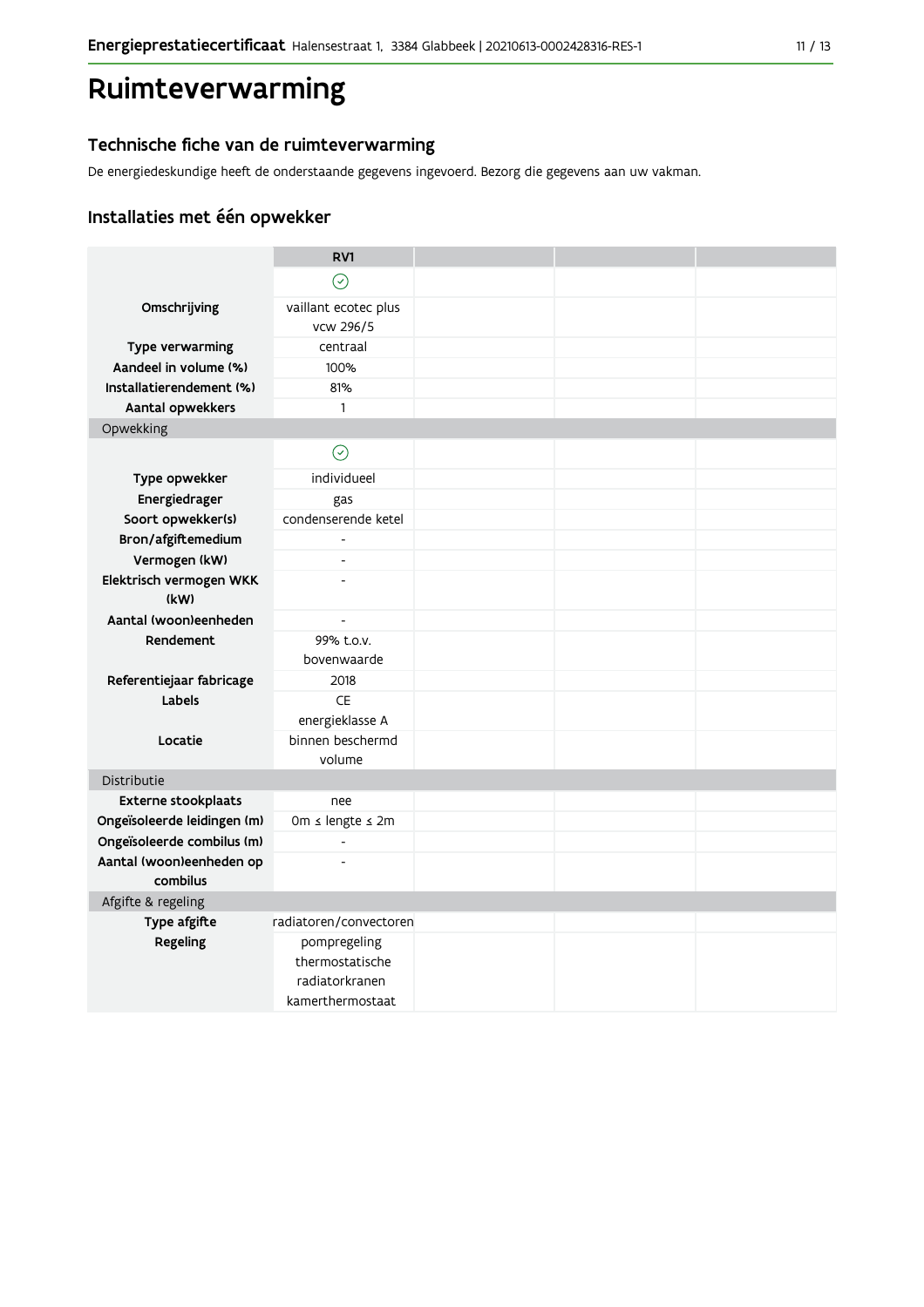# Ruimteverwarming

## Technische fiche van de ruimteverwarming

De energiedeskundige heeft de onderstaande gegevens ingevoerd. Bezorg die gegevens aan uw vakman.

## Installaties met één opwekker

| | RV1 | | | |
|---|---|---|---|---|
| | ✓ | | | |
| **Omschrijving** | vaillant ecotec plus vcw 296/5 | | | |
| **Type verwarming** | centraal | | | |
| **Aandeel in volume (%)** | 100% | | | |
| **Installatierendement (%)** | 81% | | | |
| **Aantal opwekkers** | 1 | | | |
| Opwekking | | | | |
| | ✓ | | | |
| **Type opwekker** | individueel | | | |
| **Energiedrager** | gas | | | |
| **Soort opwekker(s)** | condenserende ketel | | | |
| **Bron/afgiftemedium** | - | | | |
| **Vermogen (kW)** | - | | | |
| **Elektrisch vermogen WKK (kW)** | - | | | |
| **Aantal (woon)eenheden** | - | | | |
| **Rendement** | 99% t.o.v. bovenwaarde | | | |
| **Referentiejaar fabricage** | 2018 | | | |
| **Labels** | CE energieklasse A | | | |
| **Locatie** | binnen beschermd volume | | | |
| Distributie | | | | |
| **Externe stookplaats** | nee | | | |
| **Ongeïsoleerde leidingen (m)** | 0m ≤ lengte ≤ 2m | | | |
| **Ongeïsoleerde combilus (m)** | - | | | |
| **Aantal (woon)eenheden op combilus** | - | | | |
| Afgifte & regeling | | | | |
| **Type afgifte** | radiatoren/convectoren | | | |
| **Regeling** | pompregeling thermostatische radiatorkranen kamerthermostaat | | | |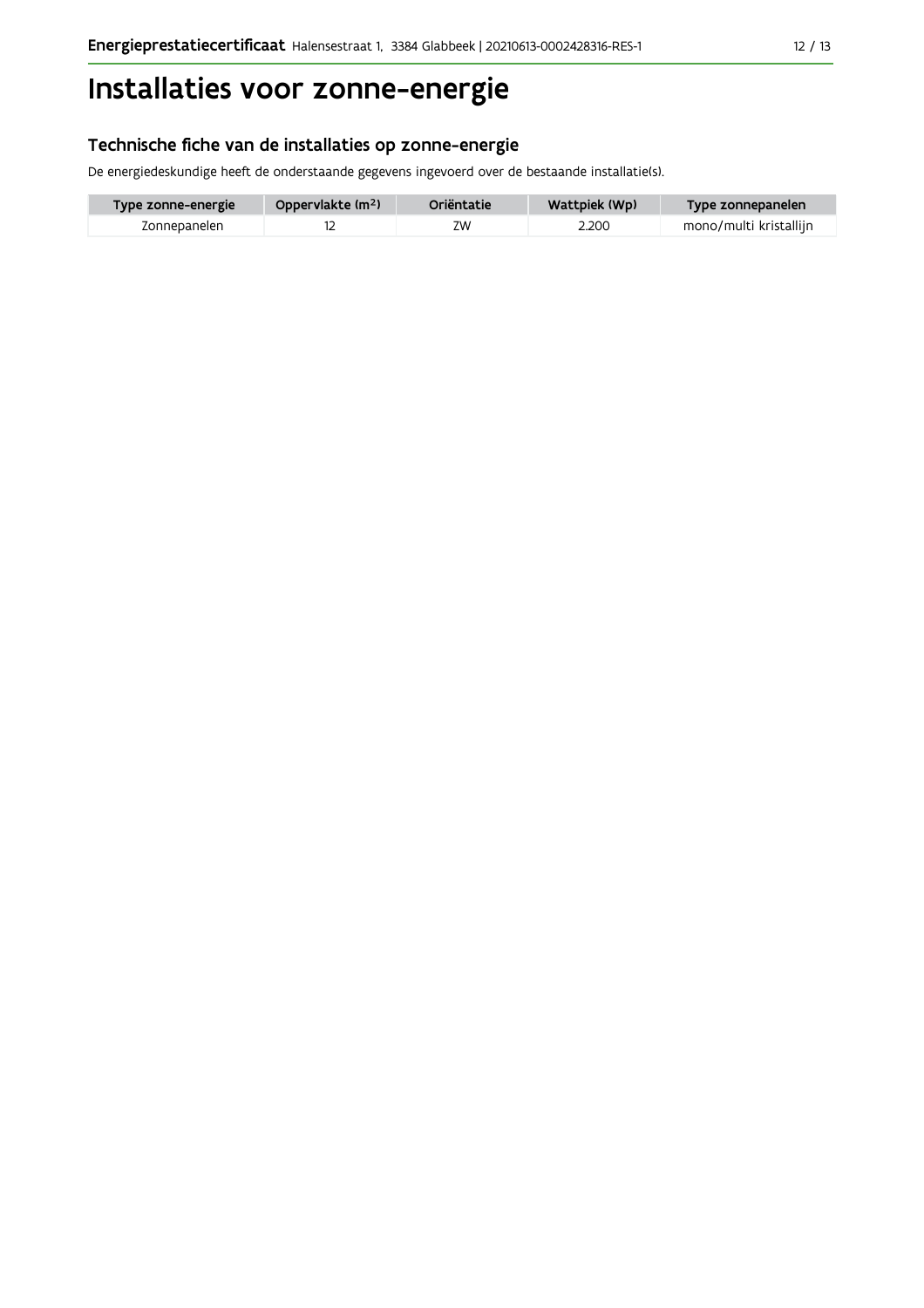# Installaties voor zonne-energie

## Technische fiche van de installaties op zonne-energie

De energiedeskundige heeft de onderstaande gegevens ingevoerd over de bestaande installatie(s).

| Type zonne-energie | Oppervlakte ($m^2$) | Oriëntatie | Wattpiek (Wp) | Type zonnepanelen |
|---|---|---|---|---|
| Zonnepanelen | 12 | ZW | 2.200 | mono/multi kristallijn |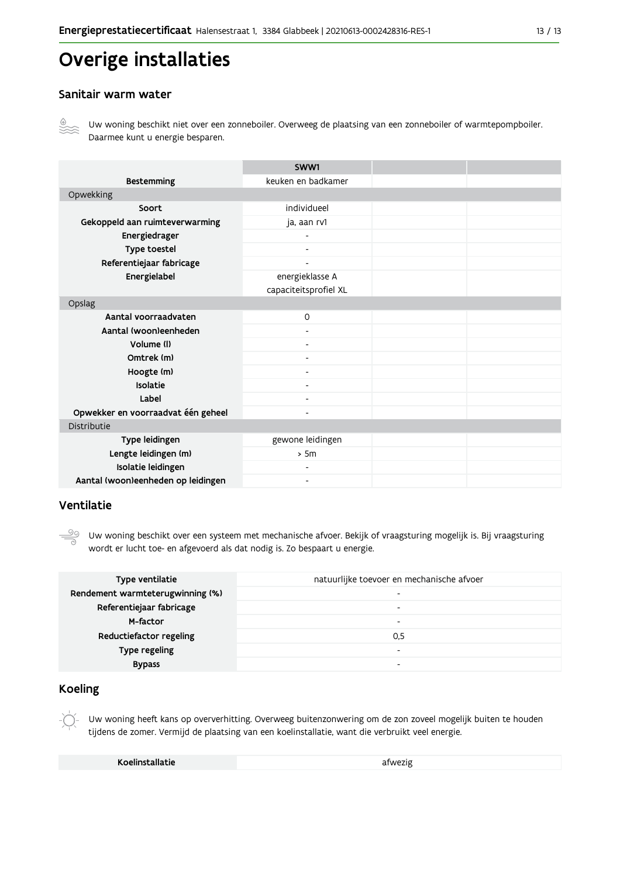# Overige installaties

## Sanitair warm water

Uw woning beschikt niet over een zonneboiler. Overweeg de plaatsing van een zonneboiler of warmtepompboiler. Daarmee kunt u energie besparen.

| | SWW1 | | |
|---|---|---|---|
| **Bestemming** | keuken en badkamer | | |
| Opwekking | | | |
| **Soort** | individueel | | |
| **Gekoppeld aan ruimteverwarming** | ja, aan rv1 | | |
| **Energiedrager** | - | | |
| **Type toestel** | - | | |
| **Referentiejaar fabricage** | - | | |
| **Energielabel** | energieklasse A capaciteitsprofiel XL | | |
| Opslag | | | |
| **Aantal voorraadvaten** | 0 | | |
| **Aantal (woon)eenheden** | - | | |
| **Volume (l)** | - | | |
| **Omtrek (m)** | - | | |
| **Hoogte (m)** | - | | |
| **Isolatie** | - | | |
| **Label** | - | | |
| **Opwekker en voorraadvat één geheel** | - | | |
| Distributie | | | |
| **Type leidingen** | gewone leidingen | | |
| **Lengte leidingen (m)** | > 5m | | |
| **Isolatie leidingen** | - | | |
| **Aantal (woon)eenheden op leidingen** | - | | |

## Ventilatie

Uw woning beschikt over een systeem met mechanische afvoer. Bekijk of vraagsturing mogelijk is. Bij vraagsturing wordt er lucht toe- en afgevoerd als dat nodig is. Zo bespaart u energie.

| | |
|---|---|
| **Type ventilatie** | natuurlijke toevoer en mechanische afvoer |
| **Rendement warmteterugwinning (%)** | - |
| **Referentiejaar fabricage** | - |
| **M-factor** | - |
| **Reductiefactor regeling** | 0,5 |
| **Type regeling** | - |
| **Bypass** | - |

## Koeling

Uw woning heeft kans op oververhitting. Overweeg buitenzonwering om de zon zoveel mogelijk buiten te houden tijdens de zomer. Vermijd de plaatsing van een koelinstallatie, want die verbruikt veel energie.

| | |
|---|---|
| **Koelinstallatie** | afwezig |